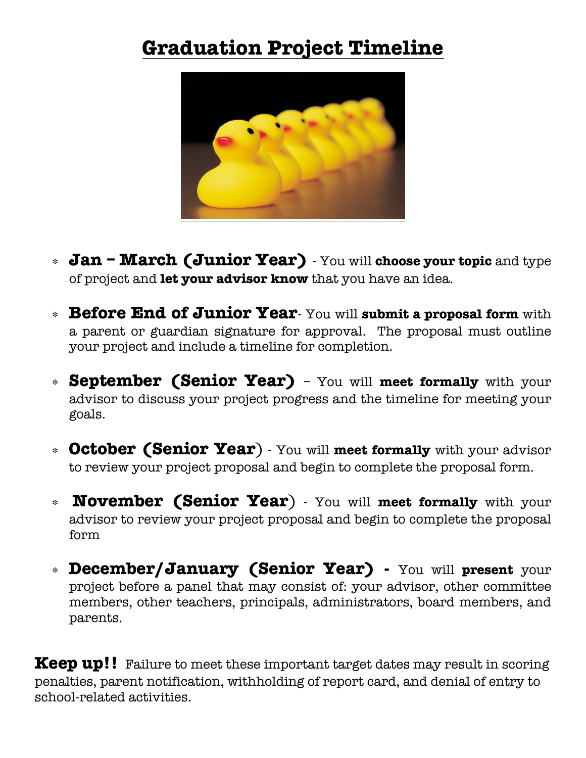# Graduation Project Timeline

- **Jan – March (Junior Year)** - You will **choose your topic** and type of project and **let your advisor know** that you have an idea.
- **Before End of Junior Year**- You will **submit a proposal form** with a parent or guardian signature for approval. The proposal must outline your project and include a timeline for completion.
- **September (Senior Year)** – You will **meet formally** with your advisor to discuss your project progress and the timeline for meeting your goals.
- **October (Senior Year)** - You will **meet formally** with your advisor to review your project proposal and begin to complete the proposal form.
- **November (Senior Year)** - You will **meet formally** with your advisor to review your project proposal and begin to complete the proposal form
- **December/January (Senior Year) -** You will **present** your project before a panel that may consist of: your advisor, other committee members, other teachers, principals, administrators, board members, and parents.

**Keep up!!** Failure to meet these important target dates may result in scoring penalties, parent notification, withholding of report card, and denial of entry to school-related activities.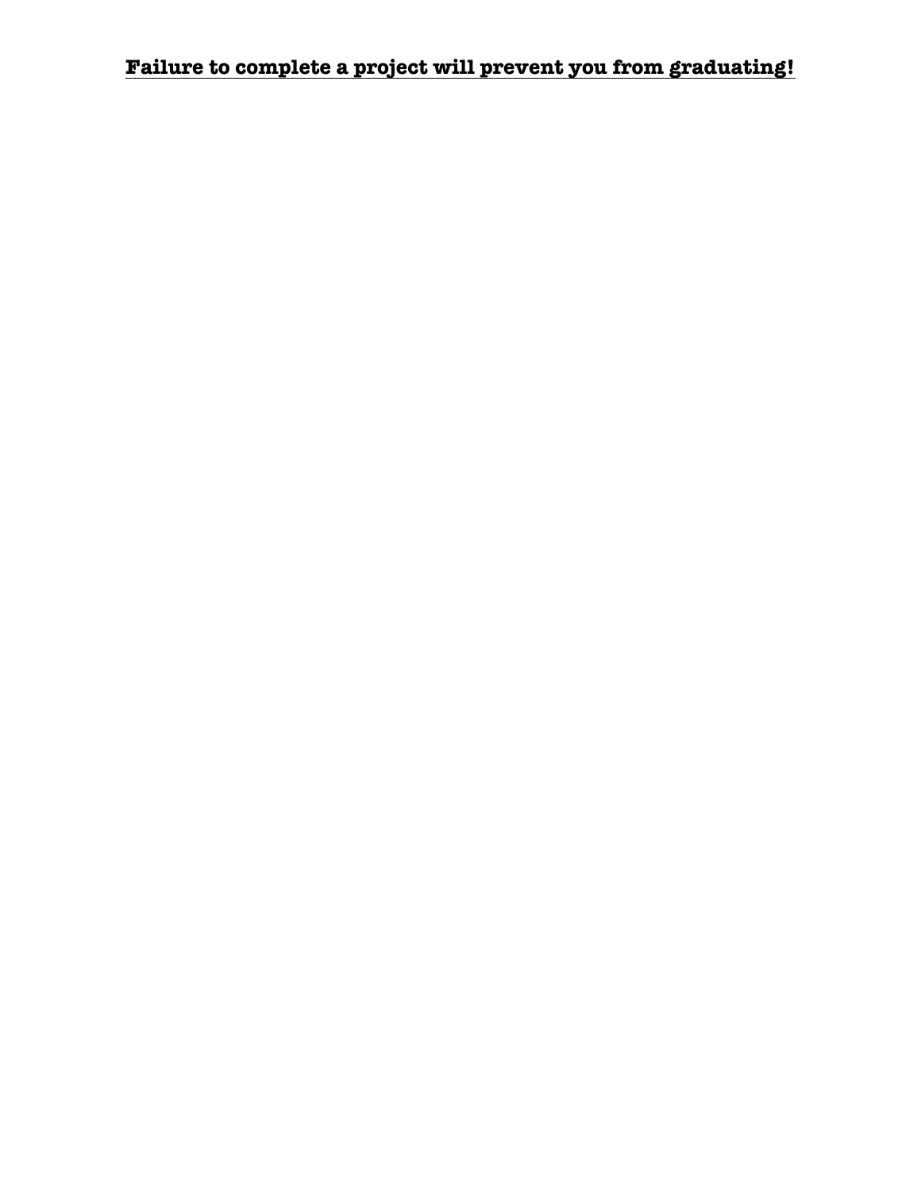**Failure to complete a project will prevent you from graduating!**